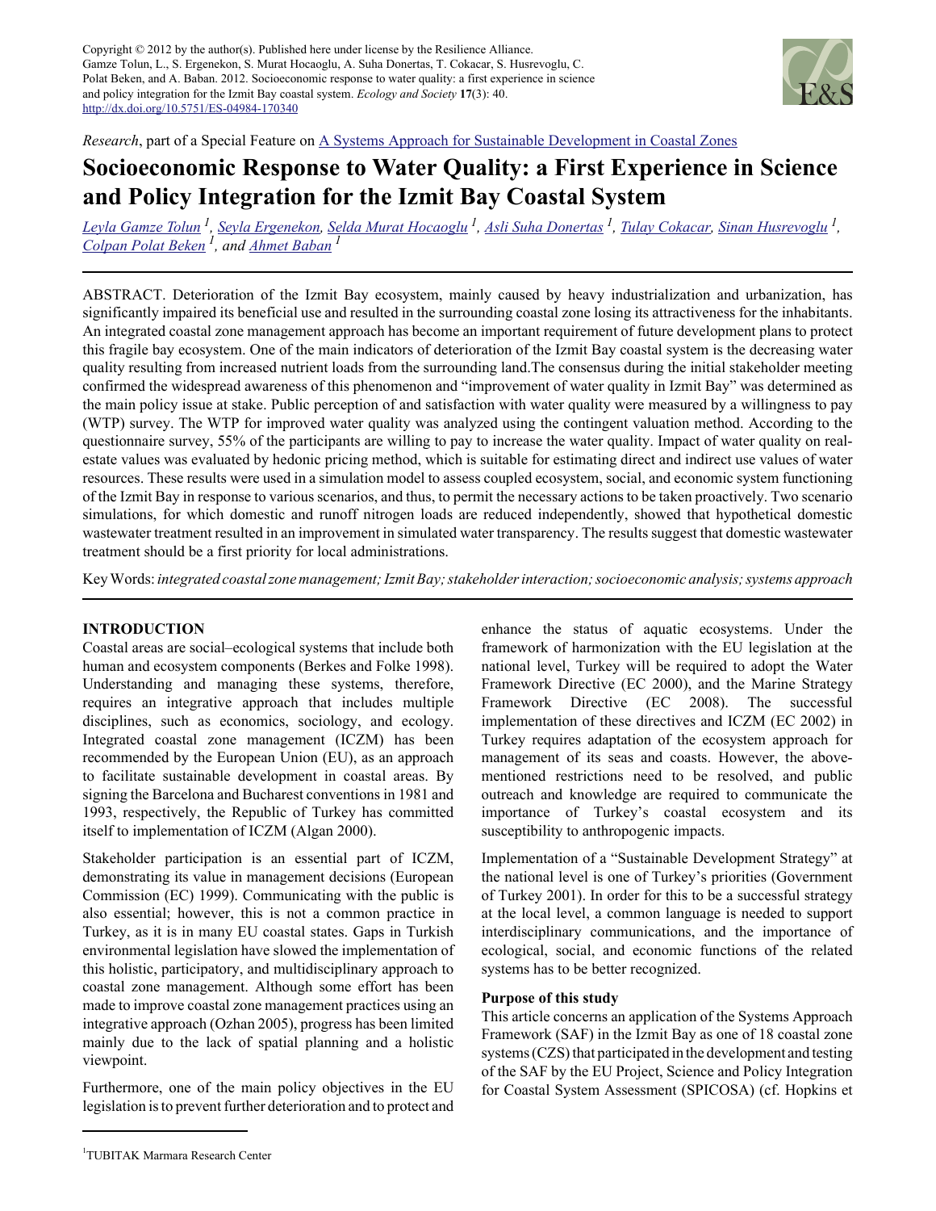Copyright © 2012 by the author(s). Published here under license by the Resilience Alliance.
Gamze Tolun, L., S. Ergenekon, S. Murat Hocaoglu, A. Suha Donertas, T. Cokacar, S. Husrevoglu, C. Polat Beken, and A. Baban. 2012. Socioeconomic response to water quality: a first experience in science and policy integration for the Izmit Bay coastal system. *Ecology and Society* **17**(3): 40. http://dx.doi.org/10.5751/ES-04984-170340

*Research*, part of a Special Feature on A Systems Approach for Sustainable Development in Coastal Zones

# Socioeconomic Response to Water Quality: a First Experience in Science and Policy Integration for the Izmit Bay Coastal System

*Leyla Gamze Tolun* [1], *Seyla Ergenekon*, *Selda Murat Hocaoglu* [1], *Asli Suha Donertas* [1], *Tulay Cokacar*, *Sinan Husrevoglu* [1], *Colpan Polat Beken* [1], *and Ahmet Baban* [1]

ABSTRACT. Deterioration of the Izmit Bay ecosystem, mainly caused by heavy industrialization and urbanization, has significantly impaired its beneficial use and resulted in the surrounding coastal zone losing its attractiveness for the inhabitants. An integrated coastal zone management approach has become an important requirement of future development plans to protect this fragile bay ecosystem. One of the main indicators of deterioration of the Izmit Bay coastal system is the decreasing water quality resulting from increased nutrient loads from the surrounding land.The consensus during the initial stakeholder meeting confirmed the widespread awareness of this phenomenon and "improvement of water quality in Izmit Bay" was determined as the main policy issue at stake. Public perception of and satisfaction with water quality were measured by a willingness to pay (WTP) survey. The WTP for improved water quality was analyzed using the contingent valuation method. According to the questionnaire survey, 55% of the participants are willing to pay to increase the water quality. Impact of water quality on real-estate values was evaluated by hedonic pricing method, which is suitable for estimating direct and indirect use values of water resources. These results were used in a simulation model to assess coupled ecosystem, social, and economic system functioning of the Izmit Bay in response to various scenarios, and thus, to permit the necessary actions to be taken proactively. Two scenario simulations, for which domestic and runoff nitrogen loads are reduced independently, showed that hypothetical domestic wastewater treatment resulted in an improvement in simulated water transparency. The results suggest that domestic wastewater treatment should be a first priority for local administrations.

Key Words: *integrated coastal zone management; Izmit Bay; stakeholder interaction; socioeconomic analysis; systems approach*

## INTRODUCTION

Coastal areas are social–ecological systems that include both human and ecosystem components (Berkes and Folke 1998). Understanding and managing these systems, therefore, requires an integrative approach that includes multiple disciplines, such as economics, sociology, and ecology. Integrated coastal zone management (ICZM) has been recommended by the European Union (EU), as an approach to facilitate sustainable development in coastal areas. By signing the Barcelona and Bucharest conventions in 1981 and 1993, respectively, the Republic of Turkey has committed itself to implementation of ICZM (Algan 2000).

Stakeholder participation is an essential part of ICZM, demonstrating its value in management decisions (European Commission (EC) 1999). Communicating with the public is also essential; however, this is not a common practice in Turkey, as it is in many EU coastal states. Gaps in Turkish environmental legislation have slowed the implementation of this holistic, participatory, and multidisciplinary approach to coastal zone management. Although some effort has been made to improve coastal zone management practices using an integrative approach (Ozhan 2005), progress has been limited mainly due to the lack of spatial planning and a holistic viewpoint.

Furthermore, one of the main policy objectives in the EU legislation is to prevent further deterioration and to protect and enhance the status of aquatic ecosystems. Under the framework of harmonization with the EU legislation at the national level, Turkey will be required to adopt the Water Framework Directive (EC 2000), and the Marine Strategy Framework Directive (EC 2008). The successful implementation of these directives and ICZM (EC 2002) in Turkey requires adaptation of the ecosystem approach for management of its seas and coasts. However, the above-mentioned restrictions need to be resolved, and public outreach and knowledge are required to communicate the importance of Turkey's coastal ecosystem and its susceptibility to anthropogenic impacts.

Implementation of a "Sustainable Development Strategy" at the national level is one of Turkey's priorities (Government of Turkey 2001). In order for this to be a successful strategy at the local level, a common language is needed to support interdisciplinary communications, and the importance of ecological, social, and economic functions of the related systems has to be better recognized.

### Purpose of this study

This article concerns an application of the Systems Approach Framework (SAF) in the Izmit Bay as one of 18 coastal zone systems (CZS) that participated in the development and testing of the SAF by the EU Project, Science and Policy Integration for Coastal System Assessment (SPICOSA) (cf. Hopkins et

[1] TUBITAK Marmara Research Center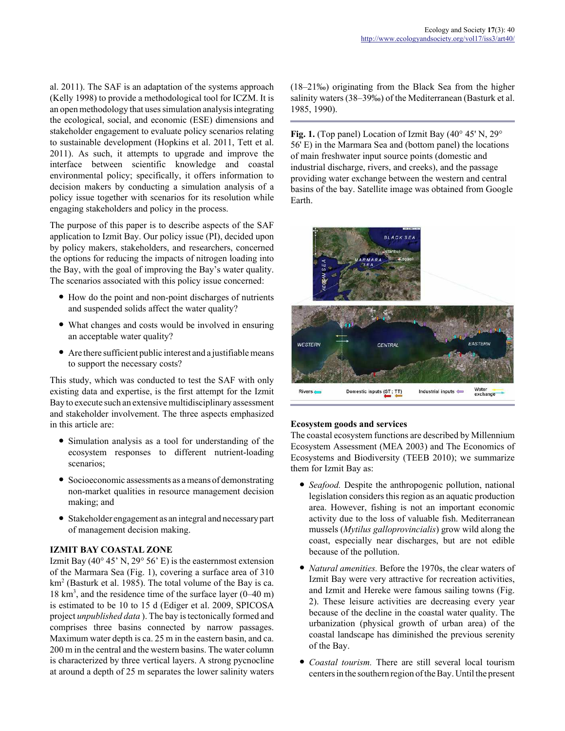al. 2011). The SAF is an adaptation of the systems approach (Kelly 1998) to provide a methodological tool for ICZM. It is an open methodology that uses simulation analysis integrating the ecological, social, and economic (ESE) dimensions and stakeholder engagement to evaluate policy scenarios relating to sustainable development (Hopkins et al. 2011, Tett et al. 2011). As such, it attempts to upgrade and improve the interface between scientific knowledge and coastal environmental policy; specifically, it offers information to decision makers by conducting a simulation analysis of a policy issue together with scenarios for its resolution while engaging stakeholders and policy in the process.

The purpose of this paper is to describe aspects of the SAF application to Izmit Bay. Our policy issue (PI), decided upon by policy makers, stakeholders, and researchers, concerned the options for reducing the impacts of nitrogen loading into the Bay, with the goal of improving the Bay's water quality. The scenarios associated with this policy issue concerned:

- How do the point and non-point discharges of nutrients and suspended solids affect the water quality?
- What changes and costs would be involved in ensuring an acceptable water quality?
- Are there sufficient public interest and a justifiable means to support the necessary costs?

This study, which was conducted to test the SAF with only existing data and expertise, is the first attempt for the Izmit Bay to execute such an extensive multidisciplinary assessment and stakeholder involvement. The three aspects emphasized in this article are:

- Simulation analysis as a tool for understanding of the ecosystem responses to different nutrient-loading scenarios;
- Socioeconomic assessments as a means of demonstrating non-market qualities in resource management decision making; and
- Stakeholder engagement as an integral and necessary part of management decision making.

## IZMIT BAY COASTAL ZONE

Izmit Bay (40° 45' N, 29° 56' E) is the easternmost extension of the Marmara Sea (Fig. 1), covering a surface area of 310 km$^2$ (Basturk et al. 1985). The total volume of the Bay is ca. 18 km$^3$, and the residence time of the surface layer (0–40 m) is estimated to be 10 to 15 d (Ediger et al. 2009, SPICOSA project *unpublished data* ). The bay is tectonically formed and comprises three basins connected by narrow passages. Maximum water depth is ca. 25 m in the eastern basin, and ca. 200 m in the central and the western basins. The water column is characterized by three vertical layers. A strong pycnocline at around a depth of 25 m separates the lower salinity waters (18–21‰) originating from the Black Sea from the higher salinity waters (38–39‰) of the Mediterranean (Basturk et al. 1985, 1990).

**Fig. 1.** (Top panel) Location of Izmit Bay (40° 45' N, 29° 56' E) in the Marmara Sea and (bottom panel) the locations of main freshwater input source points (domestic and industrial discharge, rivers, and creeks), and the passage providing water exchange between the western and central basins of the bay. Satellite image was obtained from Google Earth.

### Ecosystem goods and services

The coastal ecosystem functions are described by Millennium Ecosystem Assessment (MEA 2003) and The Economics of Ecosystems and Biodiversity (TEEB 2010); we summarize them for Izmit Bay as:

- *Seafood.* Despite the anthropogenic pollution, national legislation considers this region as an aquatic production area. However, fishing is not an important economic activity due to the loss of valuable fish. Mediterranean mussels (*Mytilus galloprovincialis*) grow wild along the coast, especially near discharges, but are not edible because of the pollution.
- *Natural amenities.* Before the 1970s, the clear waters of Izmit Bay were very attractive for recreation activities, and Izmit and Hereke were famous sailing towns (Fig. 2). These leisure activities are decreasing every year because of the decline in the coastal water quality. The urbanization (physical growth of urban area) of the coastal landscape has diminished the previous serenity of the Bay.
- *Coastal tourism.* There are still several local tourism centers in the southern region of the Bay. Until the present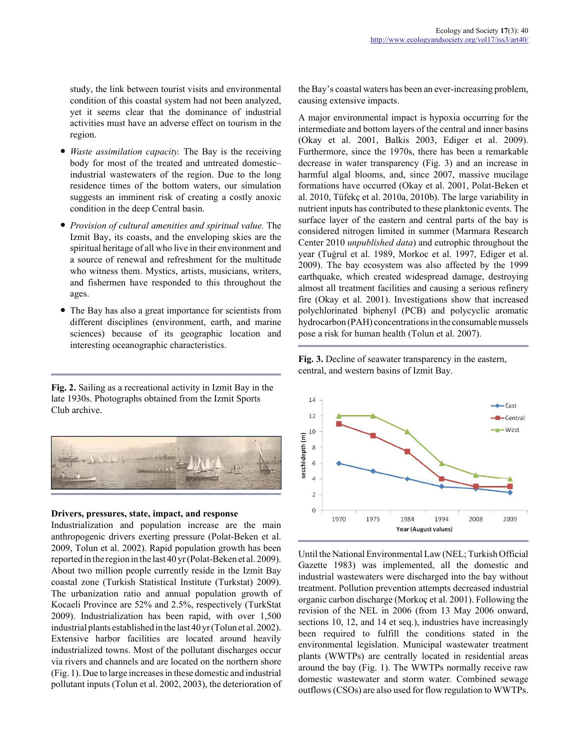study, the link between tourist visits and environmental condition of this coastal system had not been analyzed, yet it seems clear that the dominance of industrial activities must have an adverse effect on tourism in the region.

- *Waste assimilation capacity.* The Bay is the receiving body for most of the treated and untreated domestic–industrial wastewaters of the region. Due to the long residence times of the bottom waters, our simulation suggests an imminent risk of creating a costly anoxic condition in the deep Central basin.
- *Provision of cultural amenities and spiritual value.* The Izmit Bay, its coasts, and the enveloping skies are the spiritual heritage of all who live in their environment and a source of renewal and refreshment for the multitude who witness them. Mystics, artists, musicians, writers, and fishermen have responded to this throughout the ages.
- The Bay has also a great importance for scientists from different disciplines (environment, earth, and marine sciences) because of its geographic location and interesting oceanographic characteristics.

**Fig. 2.** Sailing as a recreational activity in Izmit Bay in the late 1930s. Photographs obtained from the Izmit Sports Club archive.

### Drivers, pressures, state, impact, and response

Industrialization and population increase are the main anthropogenic drivers exerting pressure (Polat-Beken et al. 2009, Tolun et al. 2002). Rapid population growth has been reported in the region in the last 40 yr (Polat-Beken et al. 2009). About two million people currently reside in the Izmit Bay coastal zone (Turkish Statistical Institute (Turkstat) 2009). The urbanization ratio and annual population growth of Kocaeli Province are 52% and 2.5%, respectively (TurkStat 2009). Industrialization has been rapid, with over 1,500 industrial plants established in the last 40 yr (Tolun et al. 2002). Extensive harbor facilities are located around heavily industrialized towns. Most of the pollutant discharges occur via rivers and channels and are located on the northern shore (Fig. 1). Due to large increases in these domestic and industrial pollutant inputs (Tolun et al. 2002, 2003), the deterioration of the Bay's coastal waters has been an ever-increasing problem, causing extensive impacts.

A major environmental impact is hypoxia occurring for the intermediate and bottom layers of the central and inner basins (Okay et al. 2001, Balkis 2003, Ediger et al. 2009). Furthermore, since the 1970s, there has been a remarkable decrease in water transparency (Fig. 3) and an increase in harmful algal blooms, and, since 2007, massive mucilage formations have occurred (Okay et al. 2001, Polat-Beken et al. 2010, Tüfekç et al. 2010a, 2010b). The large variability in nutrient inputs has contributed to these planktonic events. The surface layer of the eastern and central parts of the bay is considered nitrogen limited in summer (Marmara Research Center 2010 *unpublished data*) and eutrophic throughout the year (Tuğrul et al. 1989, Morkoc et al. 1997, Ediger et al. 2009). The bay ecosystem was also affected by the 1999 earthquake, which created widespread damage, destroying almost all treatment facilities and causing a serious refinery fire (Okay et al. 2001). Investigations show that increased polychlorinated biphenyl (PCB) and polycyclic aromatic hydrocarbon (PAH) concentrations in the consumable mussels pose a risk for human health (Tolun et al. 2007).

**Fig. 3.** Decline of seawater transparency in the eastern, central, and western basins of Izmit Bay.

Until the National Environmental Law (NEL; Turkish Official Gazette 1983) was implemented, all the domestic and industrial wastewaters were discharged into the bay without treatment. Pollution prevention attempts decreased industrial organic carbon discharge (Morkoç et al. 2001). Following the revision of the NEL in 2006 (from 13 May 2006 onward, sections 10, 12, and 14 et seq.), industries have increasingly been required to fulfill the conditions stated in the environmental legislation. Municipal wastewater treatment plants (WWTPs) are centrally located in residential areas around the bay (Fig. 1). The WWTPs normally receive raw domestic wastewater and storm water. Combined sewage outflows (CSOs) are also used for flow regulation to WWTPs.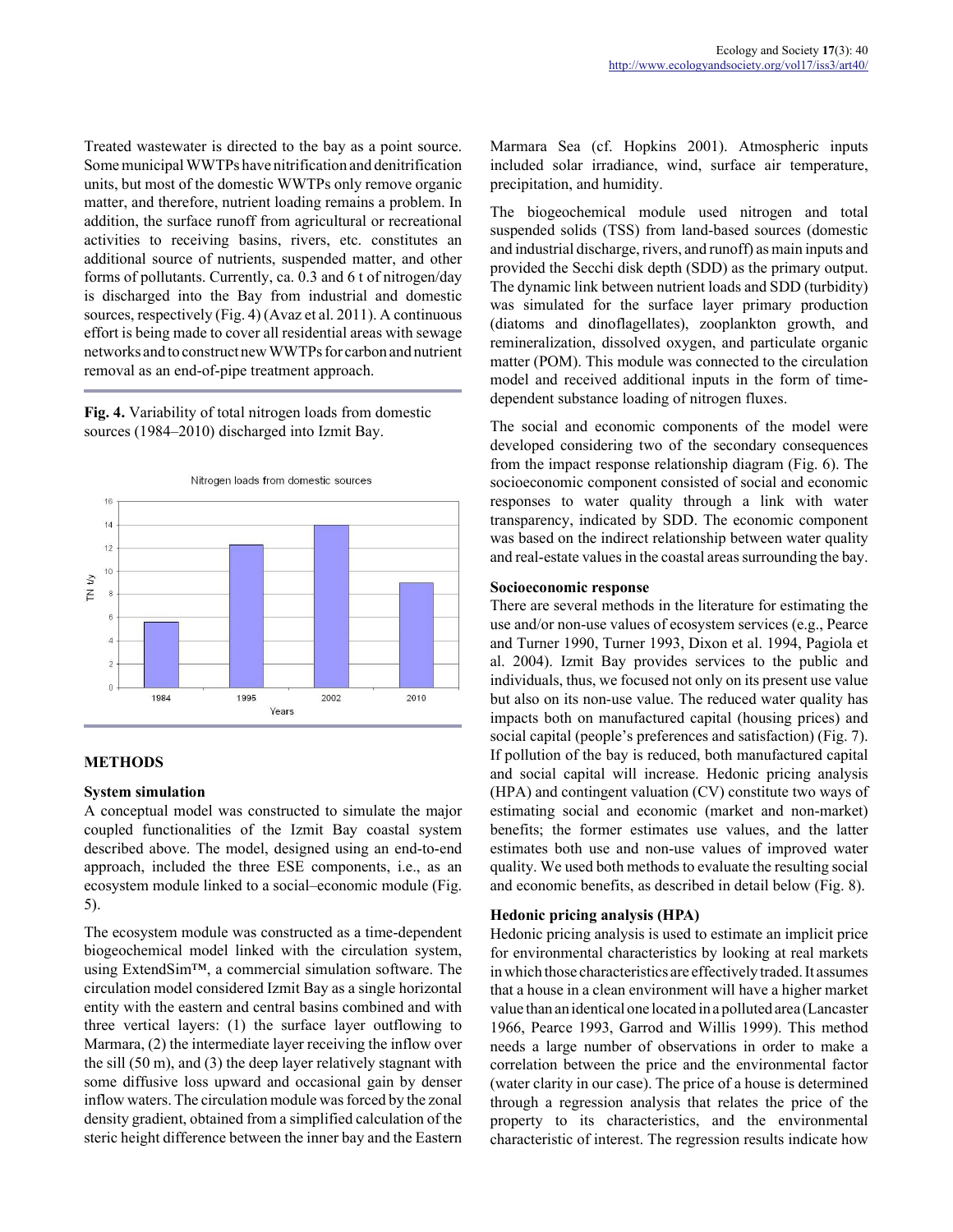Treated wastewater is directed to the bay as a point source. Some municipal WWTPs have nitrification and denitrification units, but most of the domestic WWTPs only remove organic matter, and therefore, nutrient loading remains a problem. In addition, the surface runoff from agricultural or recreational activities to receiving basins, rivers, etc. constitutes an additional source of nutrients, suspended matter, and other forms of pollutants. Currently, ca. 0.3 and 6 t of nitrogen/day is discharged into the Bay from industrial and domestic sources, respectively (Fig. 4) (Avaz et al. 2011). A continuous effort is being made to cover all residential areas with sewage networks and to construct new WWTPs for carbon and nutrient removal as an end-of-pipe treatment approach.

**Fig. 4.** Variability of total nitrogen loads from domestic sources (1984–2010) discharged into Izmit Bay.

## METHODS

### System simulation

A conceptual model was constructed to simulate the major coupled functionalities of the Izmit Bay coastal system described above. The model, designed using an end-to-end approach, included the three ESE components, i.e., as an ecosystem module linked to a social–economic module (Fig. 5).

The ecosystem module was constructed as a time-dependent biogeochemical model linked with the circulation system, using ExtendSim™, a commercial simulation software. The circulation model considered Izmit Bay as a single horizontal entity with the eastern and central basins combined and with three vertical layers: (1) the surface layer outflowing to Marmara, (2) the intermediate layer receiving the inflow over the sill (50 m), and (3) the deep layer relatively stagnant with some diffusive loss upward and occasional gain by denser inflow waters. The circulation module was forced by the zonal density gradient, obtained from a simplified calculation of the steric height difference between the inner bay and the Eastern Marmara Sea (cf. Hopkins 2001). Atmospheric inputs included solar irradiance, wind, surface air temperature, precipitation, and humidity.

The biogeochemical module used nitrogen and total suspended solids (TSS) from land-based sources (domestic and industrial discharge, rivers, and runoff) as main inputs and provided the Secchi disk depth (SDD) as the primary output. The dynamic link between nutrient loads and SDD (turbidity) was simulated for the surface layer primary production (diatoms and dinoflagellates), zooplankton growth, and remineralization, dissolved oxygen, and particulate organic matter (POM). This module was connected to the circulation model and received additional inputs in the form of time-dependent substance loading of nitrogen fluxes.

The social and economic components of the model were developed considering two of the secondary consequences from the impact response relationship diagram (Fig. 6). The socioeconomic component consisted of social and economic responses to water quality through a link with water transparency, indicated by SDD. The economic component was based on the indirect relationship between water quality and real-estate values in the coastal areas surrounding the bay.

### Socioeconomic response

There are several methods in the literature for estimating the use and/or non-use values of ecosystem services (e.g., Pearce and Turner 1990, Turner 1993, Dixon et al. 1994, Pagiola et al. 2004). Izmit Bay provides services to the public and individuals, thus, we focused not only on its present use value but also on its non-use value. The reduced water quality has impacts both on manufactured capital (housing prices) and social capital (people's preferences and satisfaction) (Fig. 7). If pollution of the bay is reduced, both manufactured capital and social capital will increase. Hedonic pricing analysis (HPA) and contingent valuation (CV) constitute two ways of estimating social and economic (market and non-market) benefits; the former estimates use values, and the latter estimates both use and non-use values of improved water quality. We used both methods to evaluate the resulting social and economic benefits, as described in detail below (Fig. 8).

### Hedonic pricing analysis (HPA)

Hedonic pricing analysis is used to estimate an implicit price for environmental characteristics by looking at real markets in which those characteristics are effectively traded. It assumes that a house in a clean environment will have a higher market value than an identical one located in a polluted area (Lancaster 1966, Pearce 1993, Garrod and Willis 1999). This method needs a large number of observations in order to make a correlation between the price and the environmental factor (water clarity in our case). The price of a house is determined through a regression analysis that relates the price of the property to its characteristics, and the environmental characteristic of interest. The regression results indicate how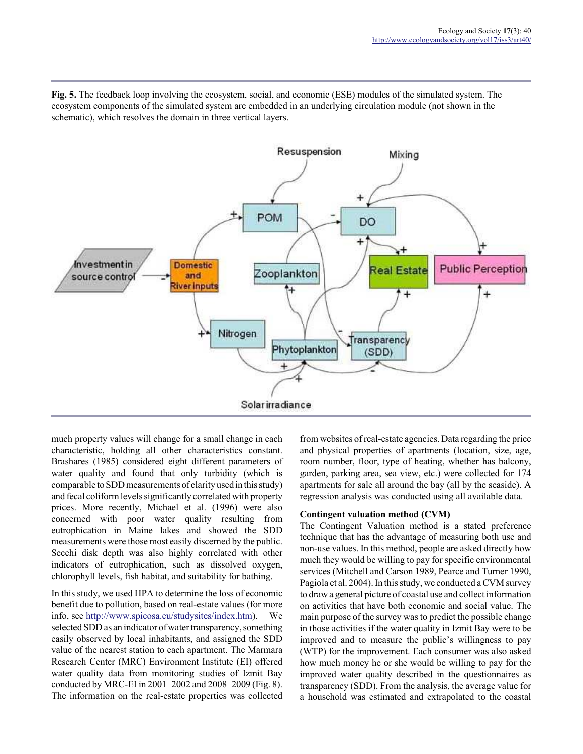**Fig. 5.** The feedback loop involving the ecosystem, social, and economic (ESE) modules of the simulated system. The ecosystem components of the simulated system are embedded in an underlying circulation module (not shown in the schematic), which resolves the domain in three vertical layers.

much property values will change for a small change in each characteristic, holding all other characteristics constant. Brashares (1985) considered eight different parameters of water quality and found that only turbidity (which is comparable to SDD measurements of clarity used in this study) and fecal coliform levels significantly correlated with property prices. More recently, Michael et al. (1996) were also concerned with poor water quality resulting from eutrophication in Maine lakes and showed the SDD measurements were those most easily discerned by the public. Secchi disk depth was also highly correlated with other indicators of eutrophication, such as dissolved oxygen, chlorophyll levels, fish habitat, and suitability for bathing.

In this study, we used HPA to determine the loss of economic benefit due to pollution, based on real-estate values (for more info, see http://www.spicosa.eu/studysites/index.htm). We selected SDD as an indicator of water transparency, something easily observed by local inhabitants, and assigned the SDD value of the nearest station to each apartment. The Marmara Research Center (MRC) Environment Institute (EI) offered water quality data from monitoring studies of Izmit Bay conducted by MRC-EI in 2001–2002 and 2008–2009 (Fig. 8). The information on the real-estate properties was collected from websites of real-estate agencies. Data regarding the price and physical properties of apartments (location, size, age, room number, floor, type of heating, whether has balcony, garden, parking area, sea view, etc.) were collected for 174 apartments for sale all around the bay (all by the seaside). A regression analysis was conducted using all available data.

### Contingent valuation method (CVM)

The Contingent Valuation method is a stated preference technique that has the advantage of measuring both use and non-use values. In this method, people are asked directly how much they would be willing to pay for specific environmental services (Mitchell and Carson 1989, Pearce and Turner 1990, Pagiola et al. 2004). In this study, we conducted a CVM survey to draw a general picture of coastal use and collect information on activities that have both economic and social value. The main purpose of the survey was to predict the possible change in those activities if the water quality in Izmit Bay were to be improved and to measure the public's willingness to pay (WTP) for the improvement. Each consumer was also asked how much money he or she would be willing to pay for the improved water quality described in the questionnaires as transparency (SDD). From the analysis, the average value for a household was estimated and extrapolated to the coastal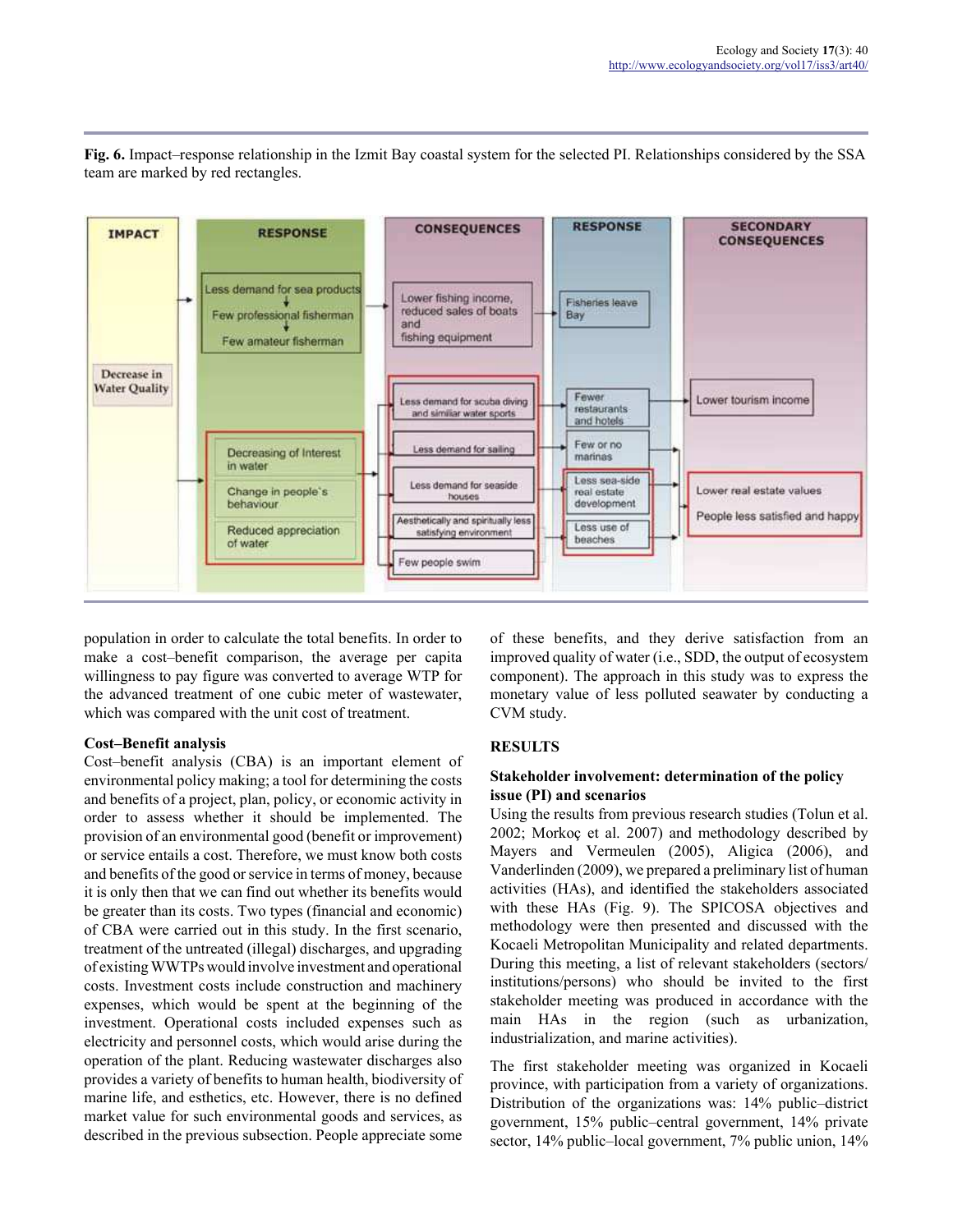**Fig. 6.** Impact–response relationship in the Izmit Bay coastal system for the selected PI. Relationships considered by the SSA team are marked by red rectangles.

population in order to calculate the total benefits. In order to make a cost–benefit comparison, the average per capita willingness to pay figure was converted to average WTP for the advanced treatment of one cubic meter of wastewater, which was compared with the unit cost of treatment.

### Cost–Benefit analysis

Cost–benefit analysis (CBA) is an important element of environmental policy making; a tool for determining the costs and benefits of a project, plan, policy, or economic activity in order to assess whether it should be implemented. The provision of an environmental good (benefit or improvement) or service entails a cost. Therefore, we must know both costs and benefits of the good or service in terms of money, because it is only then that we can find out whether its benefits would be greater than its costs. Two types (financial and economic) of CBA were carried out in this study. In the first scenario, treatment of the untreated (illegal) discharges, and upgrading of existing WWTPs would involve investment and operational costs. Investment costs include construction and machinery expenses, which would be spent at the beginning of the investment. Operational costs included expenses such as electricity and personnel costs, which would arise during the operation of the plant. Reducing wastewater discharges also provides a variety of benefits to human health, biodiversity of marine life, and esthetics, etc. However, there is no defined market value for such environmental goods and services, as described in the previous subsection. People appreciate some of these benefits, and they derive satisfaction from an improved quality of water (i.e., SDD, the output of ecosystem component). The approach in this study was to express the monetary value of less polluted seawater by conducting a CVM study.

## RESULTS

### Stakeholder involvement: determination of the policy issue (PI) and scenarios

Using the results from previous research studies (Tolun et al. 2002; Morkoç et al. 2007) and methodology described by Mayers and Vermeulen (2005), Aligica (2006), and Vanderlinden (2009), we prepared a preliminary list of human activities (HAs), and identified the stakeholders associated with these HAs (Fig. 9). The SPICOSA objectives and methodology were then presented and discussed with the Kocaeli Metropolitan Municipality and related departments. During this meeting, a list of relevant stakeholders (sectors/institutions/persons) who should be invited to the first stakeholder meeting was produced in accordance with the main HAs in the region (such as urbanization, industrialization, and marine activities).

The first stakeholder meeting was organized in Kocaeli province, with participation from a variety of organizations. Distribution of the organizations was: 14% public–district government, 15% public–central government, 14% private sector, 14% public–local government, 7% public union, 14%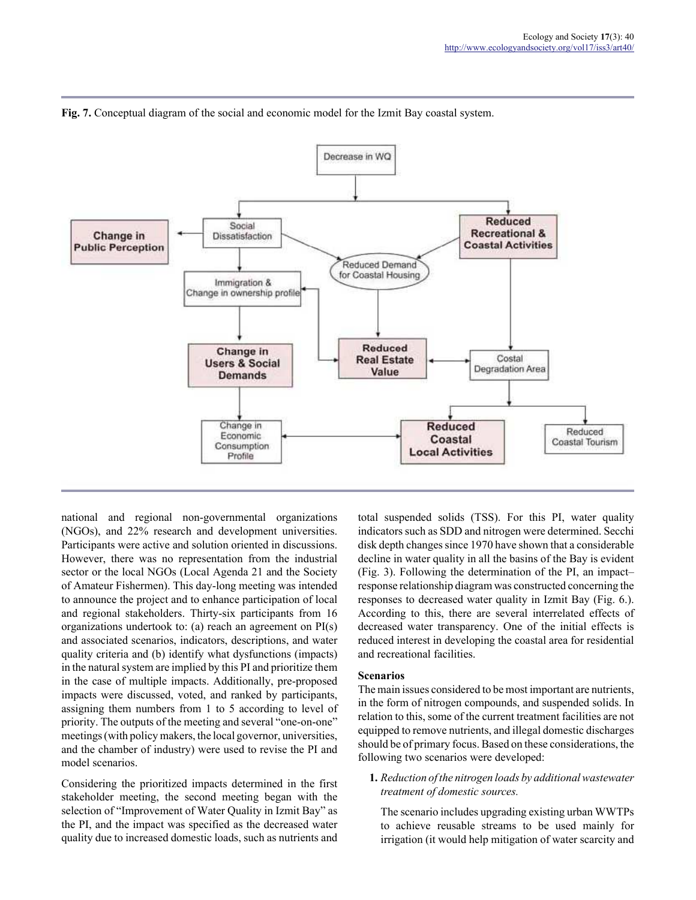**Fig. 7.** Conceptual diagram of the social and economic model for the Izmit Bay coastal system.

national and regional non-governmental organizations (NGOs), and 22% research and development universities. Participants were active and solution oriented in discussions. However, there was no representation from the industrial sector or the local NGOs (Local Agenda 21 and the Society of Amateur Fishermen). This day-long meeting was intended to announce the project and to enhance participation of local and regional stakeholders. Thirty-six participants from 16 organizations undertook to: (a) reach an agreement on PI(s) and associated scenarios, indicators, descriptions, and water quality criteria and (b) identify what dysfunctions (impacts) in the natural system are implied by this PI and prioritize them in the case of multiple impacts. Additionally, pre-proposed impacts were discussed, voted, and ranked by participants, assigning them numbers from 1 to 5 according to level of priority. The outputs of the meeting and several "one-on-one" meetings (with policy makers, the local governor, universities, and the chamber of industry) were used to revise the PI and model scenarios.

Considering the prioritized impacts determined in the first stakeholder meeting, the second meeting began with the selection of "Improvement of Water Quality in Izmit Bay" as the PI, and the impact was specified as the decreased water quality due to increased domestic loads, such as nutrients and total suspended solids (TSS). For this PI, water quality indicators such as SDD and nitrogen were determined. Secchi disk depth changes since 1970 have shown that a considerable decline in water quality in all the basins of the Bay is evident (Fig. 3). Following the determination of the PI, an impact–response relationship diagram was constructed concerning the responses to decreased water quality in Izmit Bay (Fig. 6.). According to this, there are several interrelated effects of decreased water transparency. One of the initial effects is reduced interest in developing the coastal area for residential and recreational facilities.

### Scenarios

The main issues considered to be most important are nutrients, in the form of nitrogen compounds, and suspended solids. In relation to this, some of the current treatment facilities are not equipped to remove nutrients, and illegal domestic discharges should be of primary focus. Based on these considerations, the following two scenarios were developed:

**1.** *Reduction of the nitrogen loads by additional wastewater treatment of domestic sources.*

The scenario includes upgrading existing urban WWTPs to achieve reusable streams to be used mainly for irrigation (it would help mitigation of water scarcity and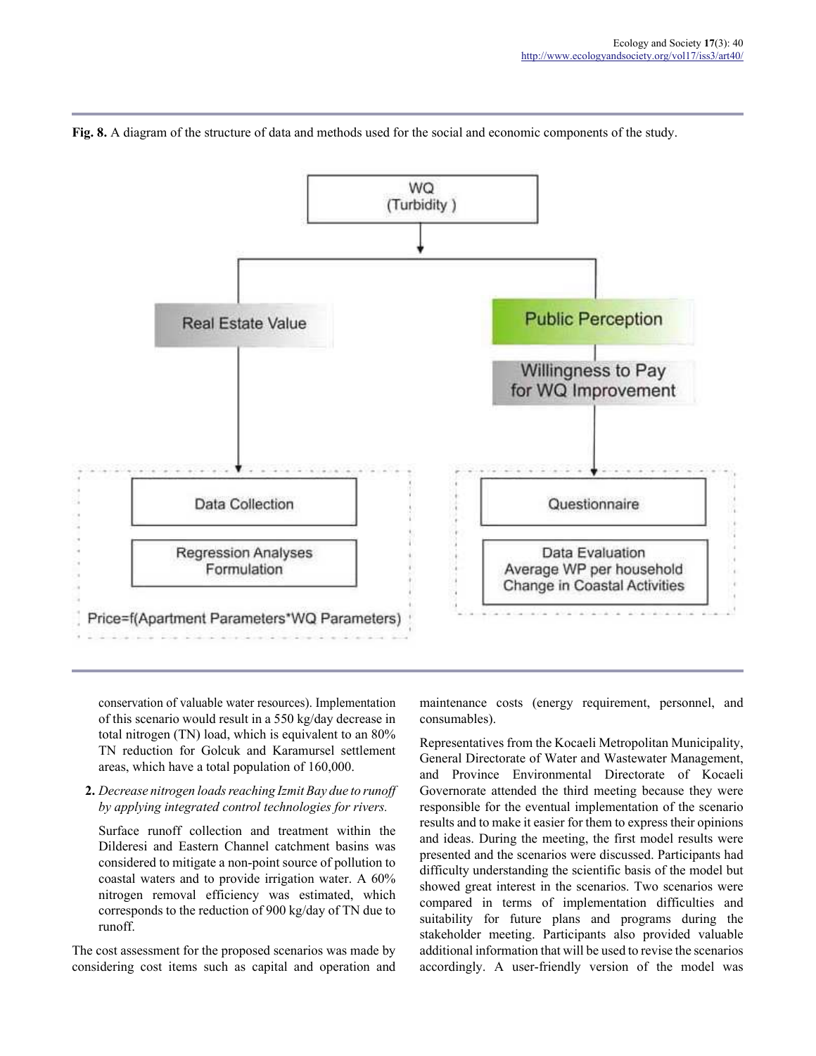**Fig. 8.** A diagram of the structure of data and methods used for the social and economic components of the study.

conservation of valuable water resources). Implementation of this scenario would result in a 550 kg/day decrease in total nitrogen (TN) load, which is equivalent to an 80% TN reduction for Golcuk and Karamursel settlement areas, which have a total population of 160,000.

2. *Decrease nitrogen loads reaching Izmit Bay due to runoff by applying integrated control technologies for rivers.*

   Surface runoff collection and treatment within the Dilderesi and Eastern Channel catchment basins was considered to mitigate a non-point source of pollution to coastal waters and to provide irrigation water. A 60% nitrogen removal efficiency was estimated, which corresponds to the reduction of 900 kg/day of TN due to runoff.

The cost assessment for the proposed scenarios was made by considering cost items such as capital and operation and maintenance costs (energy requirement, personnel, and consumables).

Representatives from the Kocaeli Metropolitan Municipality, General Directorate of Water and Wastewater Management, and Province Environmental Directorate of Kocaeli Governorate attended the third meeting because they were responsible for the eventual implementation of the scenario results and to make it easier for them to express their opinions and ideas. During the meeting, the first model results were presented and the scenarios were discussed. Participants had difficulty understanding the scientific basis of the model but showed great interest in the scenarios. Two scenarios were compared in terms of implementation difficulties and suitability for future plans and programs during the stakeholder meeting. Participants also provided valuable additional information that will be used to revise the scenarios accordingly. A user-friendly version of the model was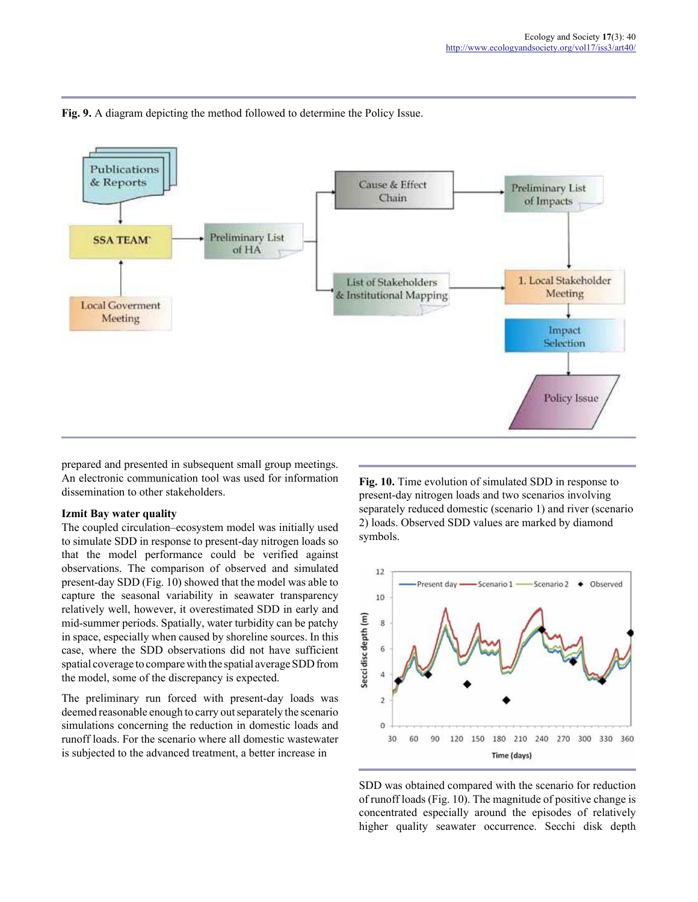**Fig. 9.** A diagram depicting the method followed to determine the Policy Issue.

prepared and presented in subsequent small group meetings. An electronic communication tool was used for information dissemination to other stakeholders.

**Izmit Bay water quality**

The coupled circulation–ecosystem model was initially used to simulate SDD in response to present-day nitrogen loads so that the model performance could be verified against observations. The comparison of observed and simulated present-day SDD (Fig. 10) showed that the model was able to capture the seasonal variability in seawater transparency relatively well, however, it overestimated SDD in early and mid-summer periods. Spatially, water turbidity can be patchy in space, especially when caused by shoreline sources. In this case, where the SDD observations did not have sufficient spatial coverage to compare with the spatial average SDD from the model, some of the discrepancy is expected.

The preliminary run forced with present-day loads was deemed reasonable enough to carry out separately the scenario simulations concerning the reduction in domestic loads and runoff loads. For the scenario where all domestic wastewater is subjected to the advanced treatment, a better increase in SDD was obtained compared with the scenario for reduction of runoff loads (Fig. 10). The magnitude of positive change is concentrated especially around the episodes of relatively higher quality seawater occurrence. Secchi disk depth

**Fig. 10.** Time evolution of simulated SDD in response to present-day nitrogen loads and two scenarios involving separately reduced domestic (scenario 1) and river (scenario 2) loads. Observed SDD values are marked by diamond symbols.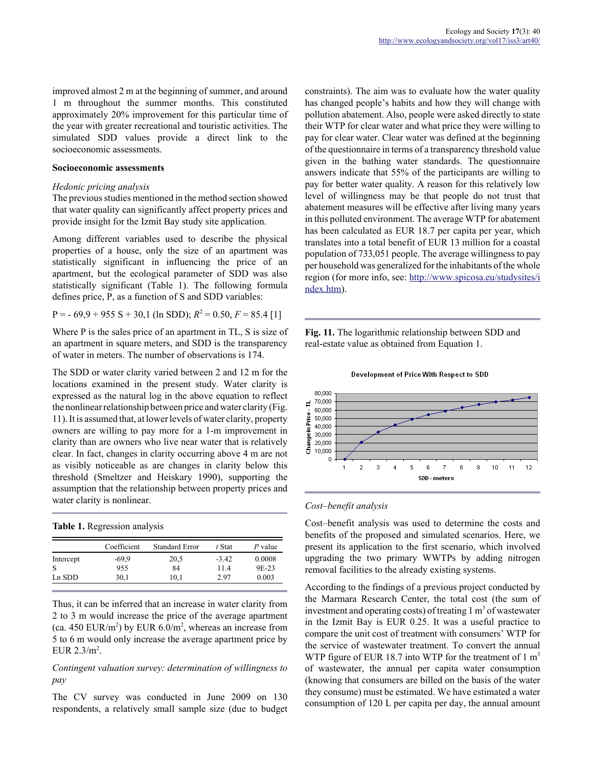improved almost 2 m at the beginning of summer, and around 1 m throughout the summer months. This constituted approximately 20% improvement for this particular time of the year with greater recreational and touristic activities. The simulated SDD values provide a direct link to the socioeconomic assessments.

**Socioeconomic assessments**

*Hedonic pricing analysis*

The previous studies mentioned in the method section showed that water quality can significantly affect property prices and provide insight for the Izmit Bay study site application.

Among different variables used to describe the physical properties of a house, only the size of an apartment was statistically significant in influencing the price of an apartment, but the ecological parameter of SDD was also statistically significant (Table 1). The following formula defines price, P, as a function of S and SDD variables:

$$P = -69{,}9 + 955\ S + 30{,}1\ (\ln SDD);\ R^2 = 0.50,\ F = 85.4\ [1]$$

Where P is the sales price of an apartment in TL, S is size of an apartment in square meters, and SDD is the transparency of water in meters. The number of observations is 174.

The SDD or water clarity varied between 2 and 12 m for the locations examined in the present study. Water clarity is expressed as the natural log in the above equation to reflect the nonlinear relationship between price and water clarity (Fig. 11). It is assumed that, at lower levels of water clarity, property owners are willing to pay more for a 1-m improvement in clarity than are owners who live near water that is relatively clear. In fact, changes in clarity occurring above 4 m are not as visibly noticeable as are changes in clarity below this threshold (Smeltzer and Heiskary 1990), supporting the assumption that the relationship between property prices and water clarity is nonlinear.

**Table 1.** Regression analysis

| | Coefficient | Standard Error | *t* Stat | *P* value |
|---|---|---|---|---|
| Intercept | -69,9 | 20,5 | -3.42 | 0.0008 |
| S | 955 | 84 | 11.4 | 9E-23 |
| Ln SDD | 30,1 | 10,1 | 2.97 | 0.003 |

Thus, it can be inferred that an increase in water clarity from 2 to 3 m would increase the price of the average apartment (ca. 450 EUR/m$^2$) by EUR 6.0/m$^2$, whereas an increase from 5 to 6 m would only increase the average apartment price by EUR 2.3/m$^2$.

*Contingent valuation survey: determination of willingness to pay*

The CV survey was conducted in June 2009 on 130 respondents, a relatively small sample size (due to budget constraints). The aim was to evaluate how the water quality has changed people's habits and how they will change with pollution abatement. Also, people were asked directly to state their WTP for clear water and what price they were willing to pay for clear water. Clear water was defined at the beginning of the questionnaire in terms of a transparency threshold value given in the bathing water standards. The questionnaire answers indicate that 55% of the participants are willing to pay for better water quality. A reason for this relatively low level of willingness may be that people do not trust that abatement measures will be effective after living many years in this polluted environment. The average WTP for abatement has been calculated as EUR 18.7 per capita per year, which translates into a total benefit of EUR 13 million for a coastal population of 733,051 people. The average willingness to pay per household was generalized for the inhabitants of the whole region (for more info, see: http://www.spicosa.eu/studysites/index.htm).

**Fig. 11.** The logarithmic relationship between SDD and real-estate value as obtained from Equation 1.

*Cost–benefit analysis*

Cost–benefit analysis was used to determine the costs and benefits of the proposed and simulated scenarios. Here, we present its application to the first scenario, which involved upgrading the two primary WWTPs by adding nitrogen removal facilities to the already existing systems.

According to the findings of a previous project conducted by the Marmara Research Center, the total cost (the sum of investment and operating costs) of treating 1 m$^3$ of wastewater in the Izmit Bay is EUR 0.25. It was a useful practice to compare the unit cost of treatment with consumers' WTP for the service of wastewater treatment. To convert the annual WTP figure of EUR 18.7 into WTP for the treatment of 1 m$^3$ of wastewater, the annual per capita water consumption (knowing that consumers are billed on the basis of the water they consume) must be estimated. We have estimated a water consumption of 120 L per capita per day, the annual amount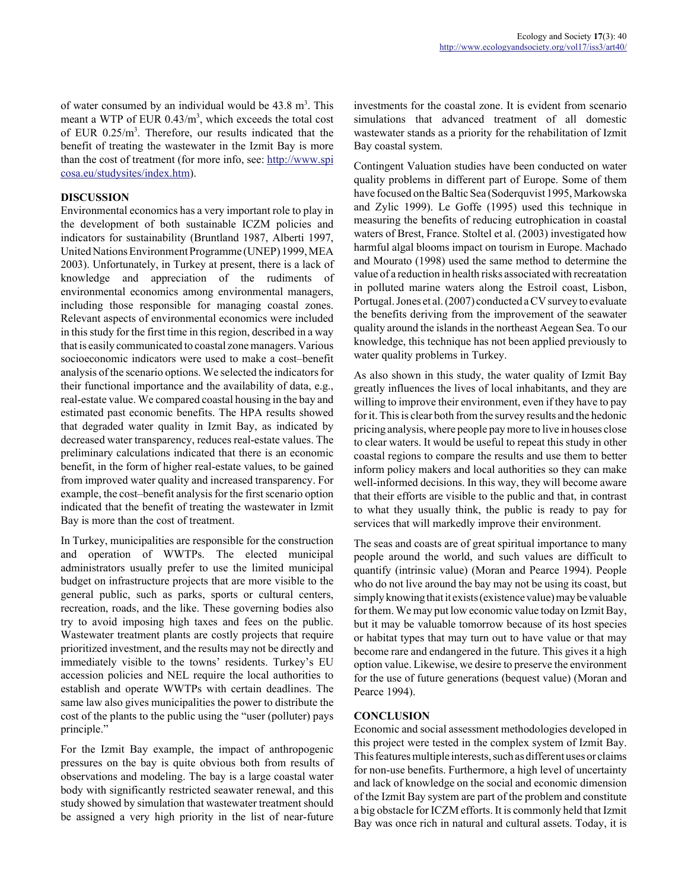of water consumed by an individual would be 43.8 $m^3$. This meant a WTP of EUR 0.43/$m^3$, which exceeds the total cost of EUR 0.25/$m^3$. Therefore, our results indicated that the benefit of treating the wastewater in the Izmit Bay is more than the cost of treatment (for more info, see: http://www.spicosa.eu/studysites/index.htm).

## DISCUSSION

Environmental economics has a very important role to play in the development of both sustainable ICZM policies and indicators for sustainability (Bruntland 1987, Alberti 1997, United Nations Environment Programme (UNEP) 1999, MEA 2003). Unfortunately, in Turkey at present, there is a lack of knowledge and appreciation of the rudiments of environmental economics among environmental managers, including those responsible for managing coastal zones. Relevant aspects of environmental economics were included in this study for the first time in this region, described in a way that is easily communicated to coastal zone managers. Various socioeconomic indicators were used to make a cost–benefit analysis of the scenario options. We selected the indicators for their functional importance and the availability of data, e.g., real-estate value. We compared coastal housing in the bay and estimated past economic benefits. The HPA results showed that degraded water quality in Izmit Bay, as indicated by decreased water transparency, reduces real-estate values. The preliminary calculations indicated that there is an economic benefit, in the form of higher real-estate values, to be gained from improved water quality and increased transparency. For example, the cost–benefit analysis for the first scenario option indicated that the benefit of treating the wastewater in Izmit Bay is more than the cost of treatment.

In Turkey, municipalities are responsible for the construction and operation of WWTPs. The elected municipal administrators usually prefer to use the limited municipal budget on infrastructure projects that are more visible to the general public, such as parks, sports or cultural centers, recreation, roads, and the like. These governing bodies also try to avoid imposing high taxes and fees on the public. Wastewater treatment plants are costly projects that require prioritized investment, and the results may not be directly and immediately visible to the towns' residents. Turkey's EU accession policies and NEL require the local authorities to establish and operate WWTPs with certain deadlines. The same law also gives municipalities the power to distribute the cost of the plants to the public using the "user (polluter) pays principle."

For the Izmit Bay example, the impact of anthropogenic pressures on the bay is quite obvious both from results of observations and modeling. The bay is a large coastal water body with significantly restricted seawater renewal, and this study showed by simulation that wastewater treatment should be assigned a very high priority in the list of near-future investments for the coastal zone. It is evident from scenario simulations that advanced treatment of all domestic wastewater stands as a priority for the rehabilitation of Izmit Bay coastal system.

Contingent Valuation studies have been conducted on water quality problems in different part of Europe. Some of them have focused on the Baltic Sea (Soderquvist 1995, Markowska and Zylic 1999). Le Goffe (1995) used this technique in measuring the benefits of reducing eutrophication in coastal waters of Brest, France. Stoltel et al. (2003) investigated how harmful algal blooms impact on tourism in Europe. Machado and Mourato (1998) used the same method to determine the value of a reduction in health risks associated with recreatation in polluted marine waters along the Estroil coast, Lisbon, Portugal. Jones et al. (2007) conducted a CV survey to evaluate the benefits deriving from the improvement of the seawater quality around the islands in the northeast Aegean Sea. To our knowledge, this technique has not been applied previously to water quality problems in Turkey.

As also shown in this study, the water quality of Izmit Bay greatly influences the lives of local inhabitants, and they are willing to improve their environment, even if they have to pay for it. This is clear both from the survey results and the hedonic pricing analysis, where people pay more to live in houses close to clear waters. It would be useful to repeat this study in other coastal regions to compare the results and use them to better inform policy makers and local authorities so they can make well-informed decisions. In this way, they will become aware that their efforts are visible to the public and that, in contrast to what they usually think, the public is ready to pay for services that will markedly improve their environment.

The seas and coasts are of great spiritual importance to many people around the world, and such values are difficult to quantify (intrinsic value) (Moran and Pearce 1994). People who do not live around the bay may not be using its coast, but simply knowing that it exists (existence value) may be valuable for them. We may put low economic value today on Izmit Bay, but it may be valuable tomorrow because of its host species or habitat types that may turn out to have value or that may become rare and endangered in the future. This gives it a high option value. Likewise, we desire to preserve the environment for the use of future generations (bequest value) (Moran and Pearce 1994).

## CONCLUSION

Economic and social assessment methodologies developed in this project were tested in the complex system of Izmit Bay. This features multiple interests, such as different uses or claims for non-use benefits. Furthermore, a high level of uncertainty and lack of knowledge on the social and economic dimension of the Izmit Bay system are part of the problem and constitute a big obstacle for ICZM efforts. It is commonly held that Izmit Bay was once rich in natural and cultural assets. Today, it is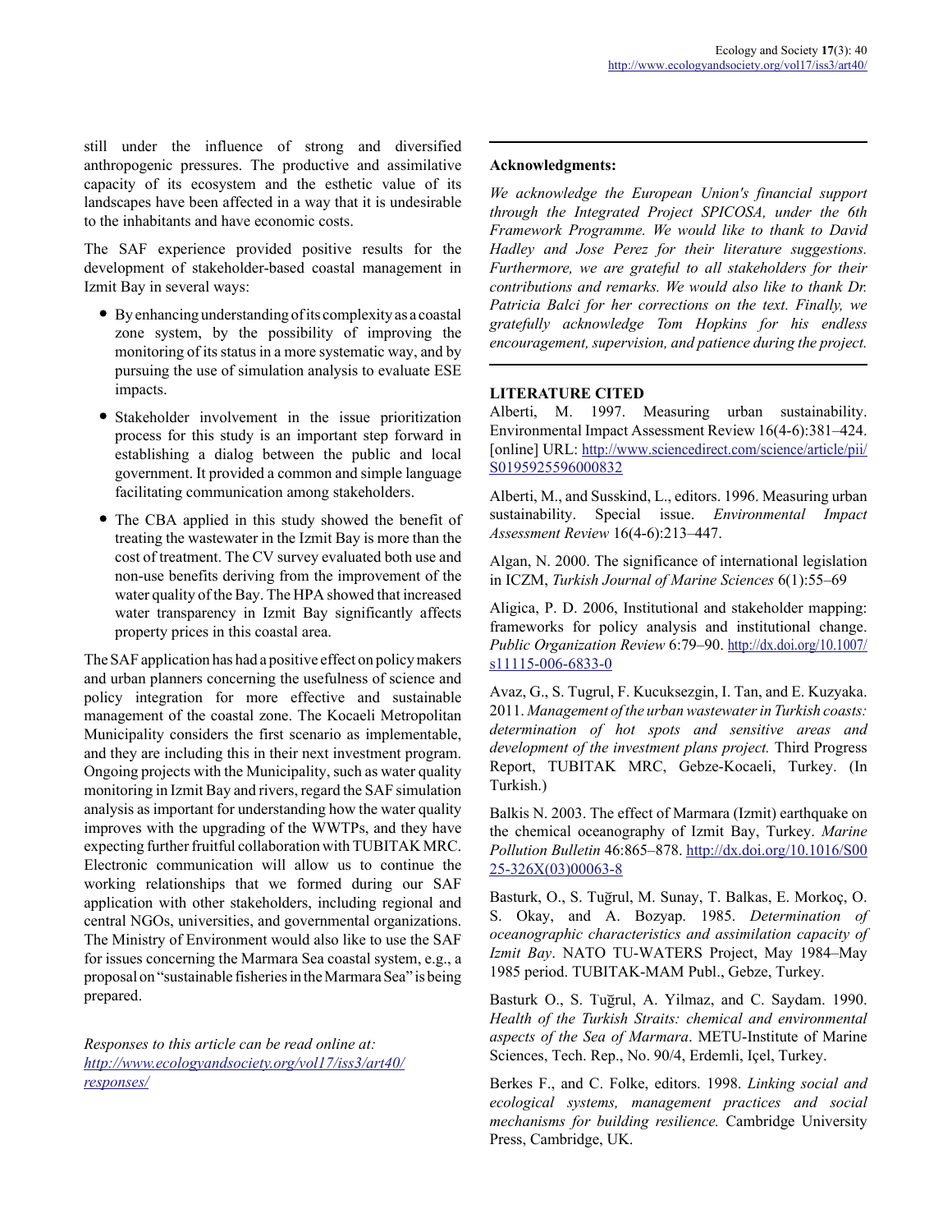still under the influence of strong and diversified anthropogenic pressures. The productive and assimilative capacity of its ecosystem and the esthetic value of its landscapes have been affected in a way that it is undesirable to the inhabitants and have economic costs.

The SAF experience provided positive results for the development of stakeholder-based coastal management in Izmit Bay in several ways:

- By enhancing understanding of its complexity as a coastal zone system, by the possibility of improving the monitoring of its status in a more systematic way, and by pursuing the use of simulation analysis to evaluate ESE impacts.
- Stakeholder involvement in the issue prioritization process for this study is an important step forward in establishing a dialog between the public and local government. It provided a common and simple language facilitating communication among stakeholders.
- The CBA applied in this study showed the benefit of treating the wastewater in the Izmit Bay is more than the cost of treatment. The CV survey evaluated both use and non-use benefits deriving from the improvement of the water quality of the Bay. The HPA showed that increased water transparency in Izmit Bay significantly affects property prices in this coastal area.

The SAF application has had a positive effect on policy makers and urban planners concerning the usefulness of science and policy integration for more effective and sustainable management of the coastal zone. The Kocaeli Metropolitan Municipality considers the first scenario as implementable, and they are including this in their next investment program. Ongoing projects with the Municipality, such as water quality monitoring in Izmit Bay and rivers, regard the SAF simulation analysis as important for understanding how the water quality improves with the upgrading of the WWTPs, and they have expecting further fruitful collaboration with TUBITAK MRC. Electronic communication will allow us to continue the working relationships that we formed during our SAF application with other stakeholders, including regional and central NGOs, universities, and governmental organizations. The Ministry of Environment would also like to use the SAF for issues concerning the Marmara Sea coastal system, e.g., a proposal on "sustainable fisheries in the Marmara Sea" is being prepared.

*Responses to this article can be read online at:*
*http://www.ecologyandsociety.org/vol17/iss3/art40/responses/*

**Acknowledgments:**

*We acknowledge the European Union's financial support through the Integrated Project SPICOSA, under the 6th Framework Programme. We would like to thank to David Hadley and Jose Perez for their literature suggestions. Furthermore, we are grateful to all stakeholders for their contributions and remarks. We would also like to thank Dr. Patricia Balci for her corrections on the text. Finally, we gratefully acknowledge Tom Hopkins for his endless encouragement, supervision, and patience during the project.*

## LITERATURE CITED

Alberti, M. 1997. Measuring urban sustainability. Environmental Impact Assessment Review 16(4-6):381–424. [online] URL: http://www.sciencedirect.com/science/article/pii/S0195925596000832

Alberti, M., and Susskind, L., editors. 1996. Measuring urban sustainability. Special issue. *Environmental Impact Assessment Review* 16(4-6):213–447.

Algan, N. 2000. The significance of international legislation in ICZM, *Turkish Journal of Marine Sciences* 6(1):55–69

Aligica, P. D. 2006, Institutional and stakeholder mapping: frameworks for policy analysis and institutional change. *Public Organization Review* 6:79–90. http://dx.doi.org/10.1007/s11115-006-6833-0

Avaz, G., S. Tugrul, F. Kucuksezgin, I. Tan, and E. Kuzyaka. 2011. *Management of the urban wastewater in Turkish coasts: determination of hot spots and sensitive areas and development of the investment plans project.* Third Progress Report, TUBITAK MRC, Gebze-Kocaeli, Turkey. (In Turkish.)

Balkis N. 2003. The effect of Marmara (Izmit) earthquake on the chemical oceanography of Izmit Bay, Turkey. *Marine Pollution Bulletin* 46:865–878. http://dx.doi.org/10.1016/S0025-326X(03)00063-8

Basturk, O., S. Tuğrul, M. Sunay, T. Balkas, E. Morkoç, O. S. Okay, and A. Bozyap. 1985. *Determination of oceanographic characteristics and assimilation capacity of Izmit Bay*. NATO TU-WATERS Project, May 1984–May 1985 period. TUBITAK-MAM Publ., Gebze, Turkey.

Basturk O., S. Tuğrul, A. Yilmaz, and C. Saydam. 1990. *Health of the Turkish Straits: chemical and environmental aspects of the Sea of Marmara*. METU-Institute of Marine Sciences, Tech. Rep., No. 90/4, Erdemli, Içel, Turkey.

Berkes F., and C. Folke, editors. 1998. *Linking social and ecological systems, management practices and social mechanisms for building resilience.* Cambridge University Press, Cambridge, UK.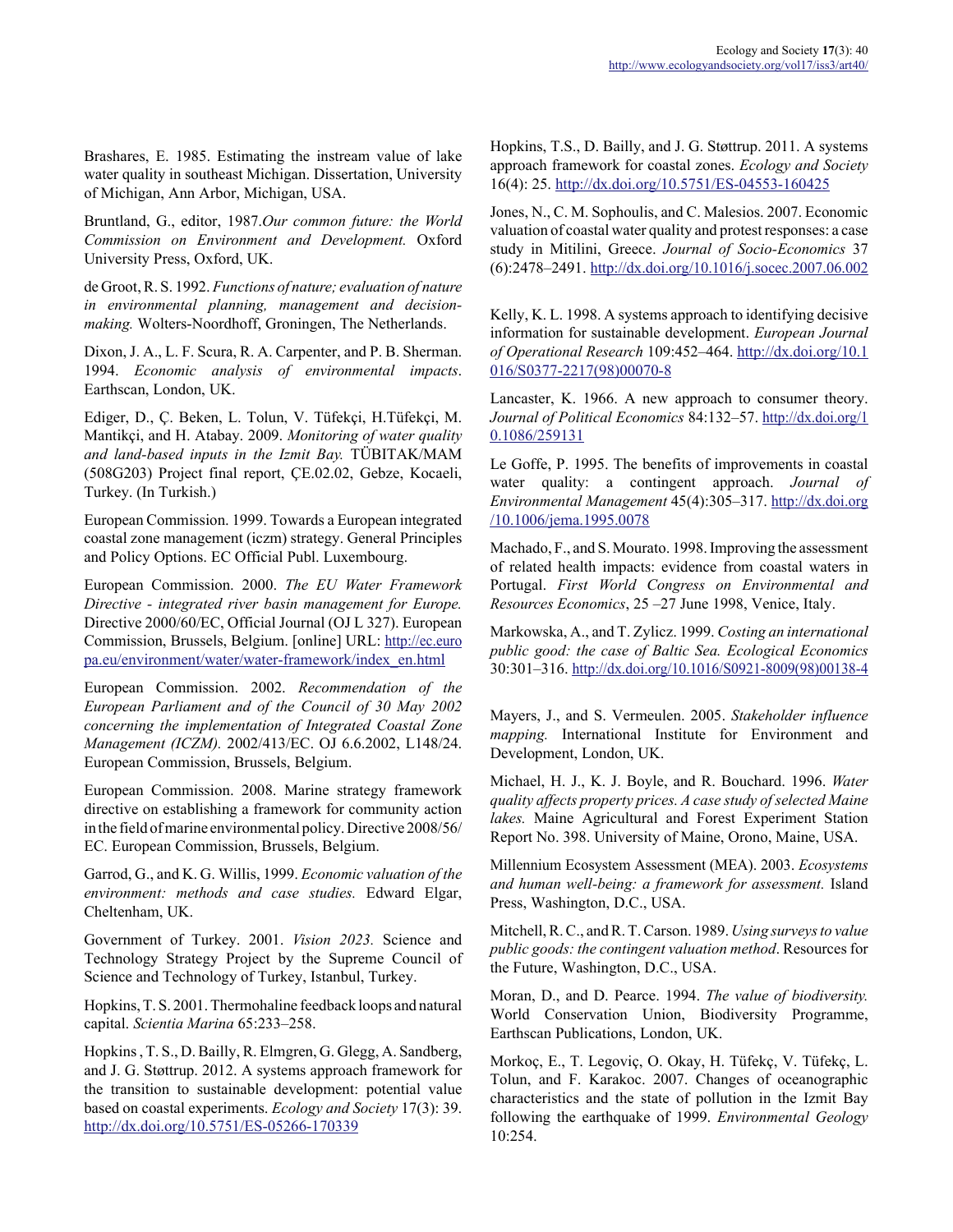Brashares, E. 1985. Estimating the instream value of lake water quality in southeast Michigan. Dissertation, University of Michigan, Ann Arbor, Michigan, USA.

Bruntland, G., editor, 1987.*Our common future: the World Commission on Environment and Development.* Oxford University Press, Oxford, UK.

de Groot, R. S. 1992. *Functions of nature; evaluation of nature in environmental planning, management and decision-making.* Wolters-Noordhoff, Groningen, The Netherlands.

Dixon, J. A., L. F. Scura, R. A. Carpenter, and P. B. Sherman. 1994. *Economic analysis of environmental impacts*. Earthscan, London, UK.

Ediger, D., Ç. Beken, L. Tolun, V. Tüfekçi, H.Tüfekçi, M. Mantikçi, and H. Atabay. 2009. *Monitoring of water quality and land-based inputs in the Izmit Bay.* TÜBITAK/MAM (508G203) Project final report, ÇE.02.02, Gebze, Kocaeli, Turkey. (In Turkish.)

European Commission. 1999. Towards a European integrated coastal zone management (iczm) strategy. General Principles and Policy Options. EC Official Publ. Luxembourg.

European Commission. 2000. *The EU Water Framework Directive - integrated river basin management for Europe.* Directive 2000/60/EC, Official Journal (OJ L 327). European Commission, Brussels, Belgium. [online] URL: http://ec.europa.eu/environment/water/water-framework/index_en.html

European Commission. 2002. *Recommendation of the European Parliament and of the Council of 30 May 2002 concerning the implementation of Integrated Coastal Zone Management (ICZM).* 2002/413/EC. OJ 6.6.2002, L148/24. European Commission, Brussels, Belgium.

European Commission. 2008. Marine strategy framework directive on establishing a framework for community action in the field of marine environmental policy. Directive 2008/56/EC. European Commission, Brussels, Belgium.

Garrod, G., and K. G. Willis, 1999. *Economic valuation of the environment: methods and case studies.* Edward Elgar, Cheltenham, UK.

Government of Turkey. 2001. *Vision 2023.* Science and Technology Strategy Project by the Supreme Council of Science and Technology of Turkey, Istanbul, Turkey.

Hopkins, T. S. 2001. Thermohaline feedback loops and natural capital. *Scientia Marina* 65:233–258.

Hopkins , T. S., D. Bailly, R. Elmgren, G. Glegg, A. Sandberg, and J. G. Støttrup. 2012. A systems approach framework for the transition to sustainable development: potential value based on coastal experiments. *Ecology and Society* 17(3): 39. http://dx.doi.org/10.5751/ES-05266-170339

Hopkins, T.S., D. Bailly, and J. G. Støttrup. 2011. A systems approach framework for coastal zones. *Ecology and Society* 16(4): 25. http://dx.doi.org/10.5751/ES-04553-160425

Jones, N., C. M. Sophoulis, and C. Malesios. 2007. Economic valuation of coastal water quality and protest responses: a case study in Mitilini, Greece. *Journal of Socio-Economics* 37 (6):2478–2491. http://dx.doi.org/10.1016/j.socec.2007.06.002

Kelly, K. L. 1998. A systems approach to identifying decisive information for sustainable development. *European Journal of Operational Research* 109:452–464. http://dx.doi.org/10.1016/S0377-2217(98)00070-8

Lancaster, K. 1966. A new approach to consumer theory. *Journal of Political Economics* 84:132–57. http://dx.doi.org/10.1086/259131

Le Goffe, P. 1995. The benefits of improvements in coastal water quality: a contingent approach. *Journal of Environmental Management* 45(4):305–317. http://dx.doi.org/10.1006/jema.1995.0078

Machado, F., and S. Mourato. 1998. Improving the assessment of related health impacts: evidence from coastal waters in Portugal. *First World Congress on Environmental and Resources Economics*, 25 –27 June 1998, Venice, Italy.

Markowska, A., and T. Zylicz. 1999. *Costing an international public good: the case of Baltic Sea. Ecological Economics* 30:301–316. http://dx.doi.org/10.1016/S0921-8009(98)00138-4

Mayers, J., and S. Vermeulen. 2005. *Stakeholder influence mapping.* International Institute for Environment and Development, London, UK.

Michael, H. J., K. J. Boyle, and R. Bouchard. 1996. *Water quality affects property prices. A case study of selected Maine lakes.* Maine Agricultural and Forest Experiment Station Report No. 398. University of Maine, Orono, Maine, USA.

Millennium Ecosystem Assessment (MEA). 2003. *Ecosystems and human well-being: a framework for assessment.* Island Press, Washington, D.C., USA.

Mitchell, R. C., and R. T. Carson. 1989. *Using surveys to value public goods: the contingent valuation method*. Resources for the Future, Washington, D.C., USA.

Moran, D., and D. Pearce. 1994. *The value of biodiversity.* World Conservation Union, Biodiversity Programme, Earthscan Publications, London, UK.

Morkoç, E., T. Legoviç, O. Okay, H. Tüfekç, V. Tüfekç, L. Tolun, and F. Karakoc. 2007. Changes of oceanographic characteristics and the state of pollution in the Izmit Bay following the earthquake of 1999. *Environmental Geology* 10:254.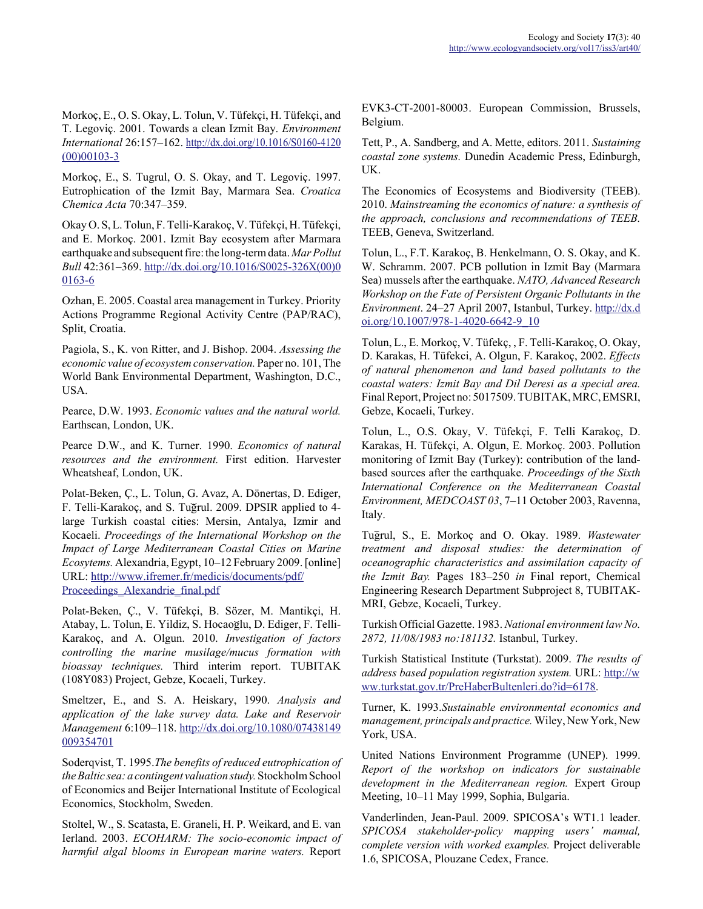Morkoç, E., O. S. Okay, L. Tolun, V. Tüfekçi, H. Tüfekçi, and T. Legoviç. 2001. Towards a clean Izmit Bay. *Environment International* 26:157–162. http://dx.doi.org/10.1016/S0160-4120(00)00103-3

Morkoç, E., S. Tugrul, O. S. Okay, and T. Legoviç. 1997. Eutrophication of the Izmit Bay, Marmara Sea. *Croatica Chemica Acta* 70:347–359.

Okay O. S, L. Tolun, F. Telli-Karakoç, V. Tüfekçi, H. Tüfekçi, and E. Morkoç. 2001. Izmit Bay ecosystem after Marmara earthquake and subsequent fire: the long-term data. *Mar Pollut Bull* 42:361–369. http://dx.doi.org/10.1016/S0025-326X(00)00163-6

Ozhan, E. 2005. Coastal area management in Turkey. Priority Actions Programme Regional Activity Centre (PAP/RAC), Split, Croatia.

Pagiola, S., K. von Ritter, and J. Bishop. 2004. *Assessing the economic value of ecosystem conservation.* Paper no. 101, The World Bank Environmental Department, Washington, D.C., USA.

Pearce, D.W. 1993. *Economic values and the natural world.* Earthscan, London, UK.

Pearce D.W., and K. Turner. 1990. *Economics of natural resources and the environment.* First edition. Harvester Wheatsheaf, London, UK.

Polat-Beken, Ç., L. Tolun, G. Avaz, A. Dönertas, D. Ediger, F. Telli-Karakoç, and S. Tuğrul. 2009. DPSIR applied to 4-large Turkish coastal cities: Mersin, Antalya, Izmir and Kocaeli. *Proceedings of the International Workshop on the Impact of Large Mediterranean Coastal Cities on Marine Ecosystems.* Alexandria, Egypt, 10–12 February 2009. [online] URL: http://www.ifremer.fr/medicis/documents/pdf/Proceedings_Alexandrie_final.pdf

Polat-Beken, Ç., V. Tüfekçi, B. Sözer, M. Mantikçi, H. Atabay, L. Tolun, E. Yildiz, S. Hocaoğlu, D. Ediger, F. Telli-Karakoç, and A. Olgun. 2010. *Investigation of factors controlling the marine musilage/mucus formation with bioassay techniques.* Third interim report. TUBITAK (108Y083) Project, Gebze, Kocaeli, Turkey.

Smeltzer, E., and S. A. Heiskary, 1990. *Analysis and application of the lake survey data. Lake and Reservoir Management* 6:109–118. http://dx.doi.org/10.1080/07438149009354701

Soderqvist, T. 1995.*The benefits of reduced eutrophication of the Baltic sea: a contingent valuation study.* Stockholm School of Economics and Beijer International Institute of Ecological Economics, Stockholm, Sweden.

Stoltel, W., S. Scatasta, E. Graneli, H. P. Weikard, and E. van Ierland. 2003. *ECOHARM: The socio-economic impact of harmful algal blooms in European marine waters.* Report EVK3-CT-2001-80003. European Commission, Brussels, Belgium.

Tett, P., A. Sandberg, and A. Mette, editors. 2011. *Sustaining coastal zone systems.* Dunedin Academic Press, Edinburgh, UK.

The Economics of Ecosystems and Biodiversity (TEEB). 2010. *Mainstreaming the economics of nature: a synthesis of the approach, conclusions and recommendations of TEEB.* TEEB, Geneva, Switzerland.

Tolun, L., F.T. Karakoç, B. Henkelmann, O. S. Okay, and K. W. Schramm. 2007. PCB pollution in Izmit Bay (Marmara Sea) mussels after the earthquake. *NATO, Advanced Research Workshop on the Fate of Persistent Organic Pollutants in the Environment*. 24–27 April 2007, Istanbul, Turkey. http://dx.doi.org/10.1007/978-1-4020-6642-9_10

Tolun, L., E. Morkoç, V. Tüfekç, , F. Telli-Karakoç, O. Okay, D. Karakas, H. Tüfekci, A. Olgun, F. Karakoç, 2002. *Effects of natural phenomenon and land based pollutants to the coastal waters: Izmit Bay and Dil Deresi as a special area.* Final Report, Project no: 5017509. TUBITAK, MRC, EMSRI, Gebze, Kocaeli, Turkey.

Tolun, L., O.S. Okay, V. Tüfekçi, F. Telli Karakoç, D. Karakas, H. Tüfekçi, A. Olgun, E. Morkoç. 2003. Pollution monitoring of Izmit Bay (Turkey): contribution of the land-based sources after the earthquake. *Proceedings of the Sixth International Conference on the Mediterranean Coastal Environment, MEDCOAST 03*, 7–11 October 2003, Ravenna, Italy.

Tuğrul, S., E. Morkoç and O. Okay. 1989. *Wastewater treatment and disposal studies: the determination of oceanographic characteristics and assimilation capacity of the Izmit Bay.* Pages 183–250 *in* Final report, Chemical Engineering Research Department Subproject 8, TUBITAK-MRI, Gebze, Kocaeli, Turkey.

Turkish Official Gazette. 1983. *National environment law No. 2872, 11/08/1983 no:181132.* Istanbul, Turkey.

Turkish Statistical Institute (Turkstat). 2009. *The results of address based population registration system.* URL: http://www.turkstat.gov.tr/PreHaberBultenleri.do?id=6178.

Turner, K. 1993.*Sustainable environmental economics and management, principals and practice.* Wiley, New York, New York, USA.

United Nations Environment Programme (UNEP). 1999. *Report of the workshop on indicators for sustainable development in the Mediterranean region.* Expert Group Meeting, 10–11 May 1999, Sophia, Bulgaria.

Vanderlinden, Jean-Paul. 2009. SPICOSA's WT1.1 leader. *SPICOSA stakeholder-policy mapping users' manual, complete version with worked examples.* Project deliverable 1.6, SPICOSA, Plouzane Cedex, France.